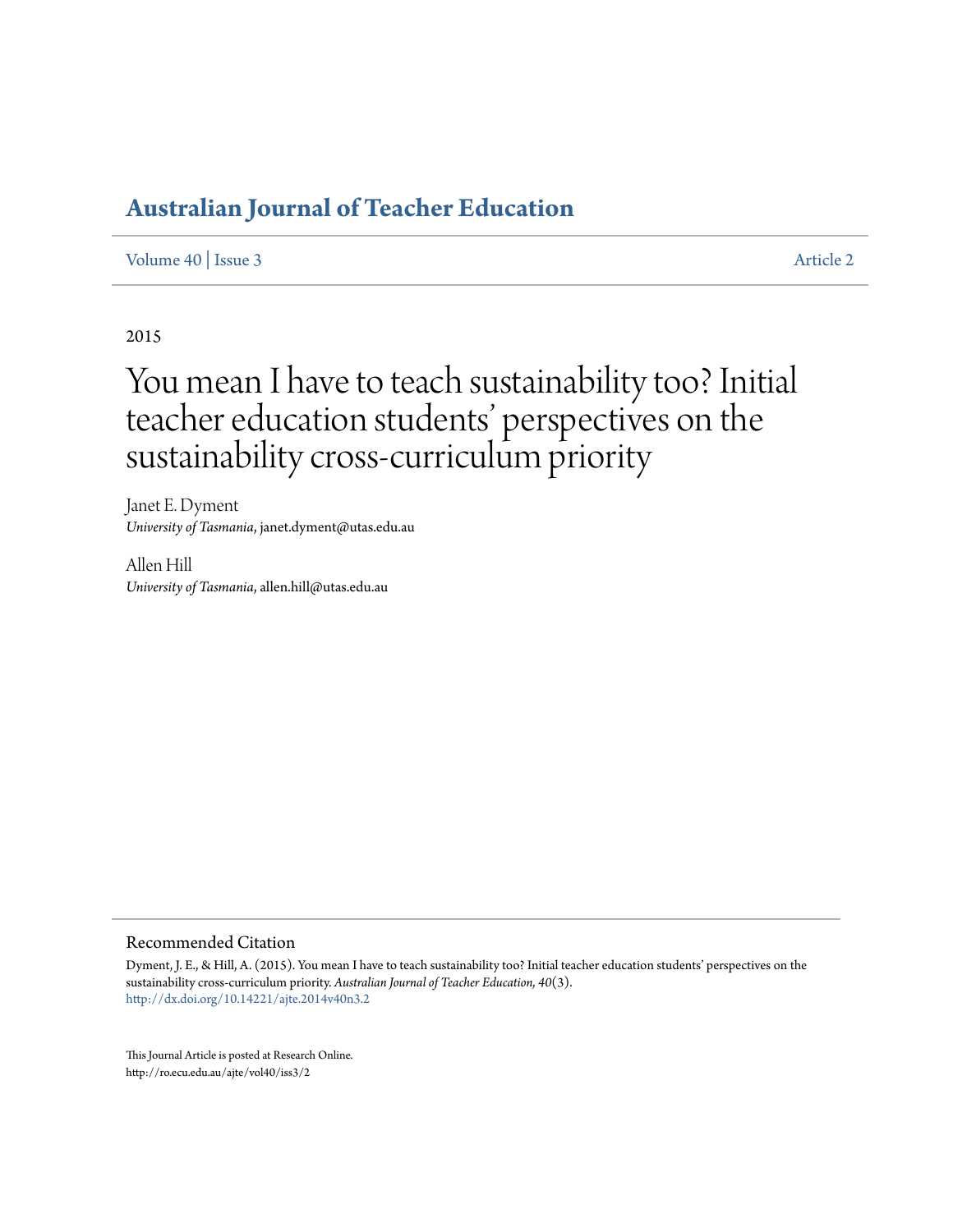# Australian Journal of Teacher Education

Volume 40 | Issue 3 Article 2

2015

# You mean I have to teach sustainability too? Initial teacher education students' perspectives on the sustainability cross-curriculum priority

Janet E. Dyment
*University of Tasmania*, janet.dyment@utas.edu.au

Allen Hill
*University of Tasmania*, allen.hill@utas.edu.au

## Recommended Citation

Dyment, J. E., & Hill, A. (2015). You mean I have to teach sustainability too? Initial teacher education students' perspectives on the sustainability cross-curriculum priority. *Australian Journal of Teacher Education, 40*(3).
http://dx.doi.org/10.14221/ajte.2014v40n3.2

This Journal Article is posted at Research Online.
http://ro.ecu.edu.au/ajte/vol40/iss3/2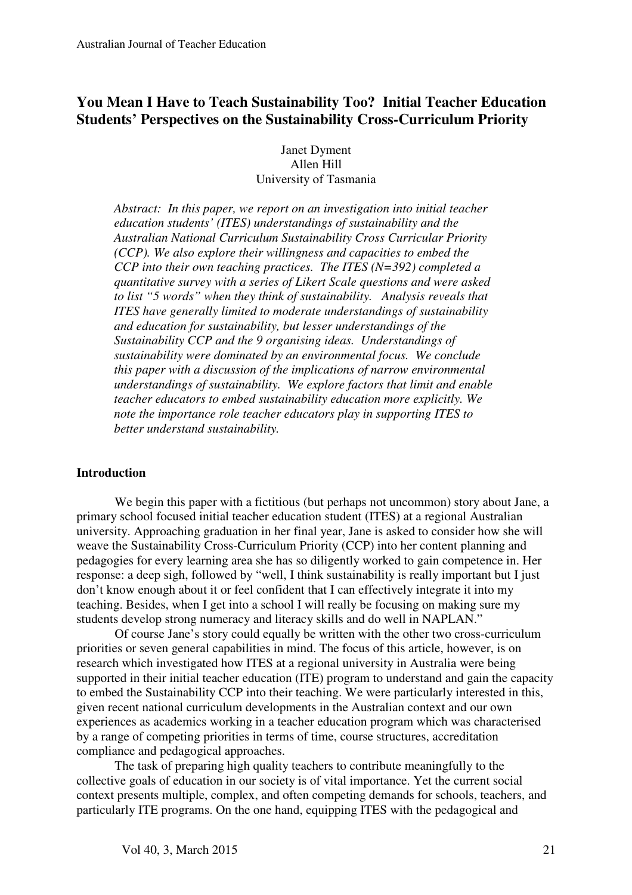# You Mean I Have to Teach Sustainability Too? Initial Teacher Education Students' Perspectives on the Sustainability Cross-Curriculum Priority

Janet Dyment  
Allen Hill  
University of Tasmania

*Abstract: In this paper, we report on an investigation into initial teacher education students' (ITES) understandings of sustainability and the Australian National Curriculum Sustainability Cross Curricular Priority (CCP). We also explore their willingness and capacities to embed the CCP into their own teaching practices. The ITES (N=392) completed a quantitative survey with a series of Likert Scale questions and were asked to list "5 words" when they think of sustainability. Analysis reveals that ITES have generally limited to moderate understandings of sustainability and education for sustainability, but lesser understandings of the Sustainability CCP and the 9 organising ideas. Understandings of sustainability were dominated by an environmental focus. We conclude this paper with a discussion of the implications of narrow environmental understandings of sustainability. We explore factors that limit and enable teacher educators to embed sustainability education more explicitly. We note the importance role teacher educators play in supporting ITES to better understand sustainability.*

## Introduction

We begin this paper with a fictitious (but perhaps not uncommon) story about Jane, a primary school focused initial teacher education student (ITES) at a regional Australian university. Approaching graduation in her final year, Jane is asked to consider how she will weave the Sustainability Cross-Curriculum Priority (CCP) into her content planning and pedagogies for every learning area she has so diligently worked to gain competence in. Her response: a deep sigh, followed by "well, I think sustainability is really important but I just don't know enough about it or feel confident that I can effectively integrate it into my teaching. Besides, when I get into a school I will really be focusing on making sure my students develop strong numeracy and literacy skills and do well in NAPLAN."

Of course Jane's story could equally be written with the other two cross-curriculum priorities or seven general capabilities in mind. The focus of this article, however, is on research which investigated how ITES at a regional university in Australia were being supported in their initial teacher education (ITE) program to understand and gain the capacity to embed the Sustainability CCP into their teaching. We were particularly interested in this, given recent national curriculum developments in the Australian context and our own experiences as academics working in a teacher education program which was characterised by a range of competing priorities in terms of time, course structures, accreditation compliance and pedagogical approaches.

The task of preparing high quality teachers to contribute meaningfully to the collective goals of education in our society is of vital importance. Yet the current social context presents multiple, complex, and often competing demands for schools, teachers, and particularly ITE programs. On the one hand, equipping ITES with the pedagogical and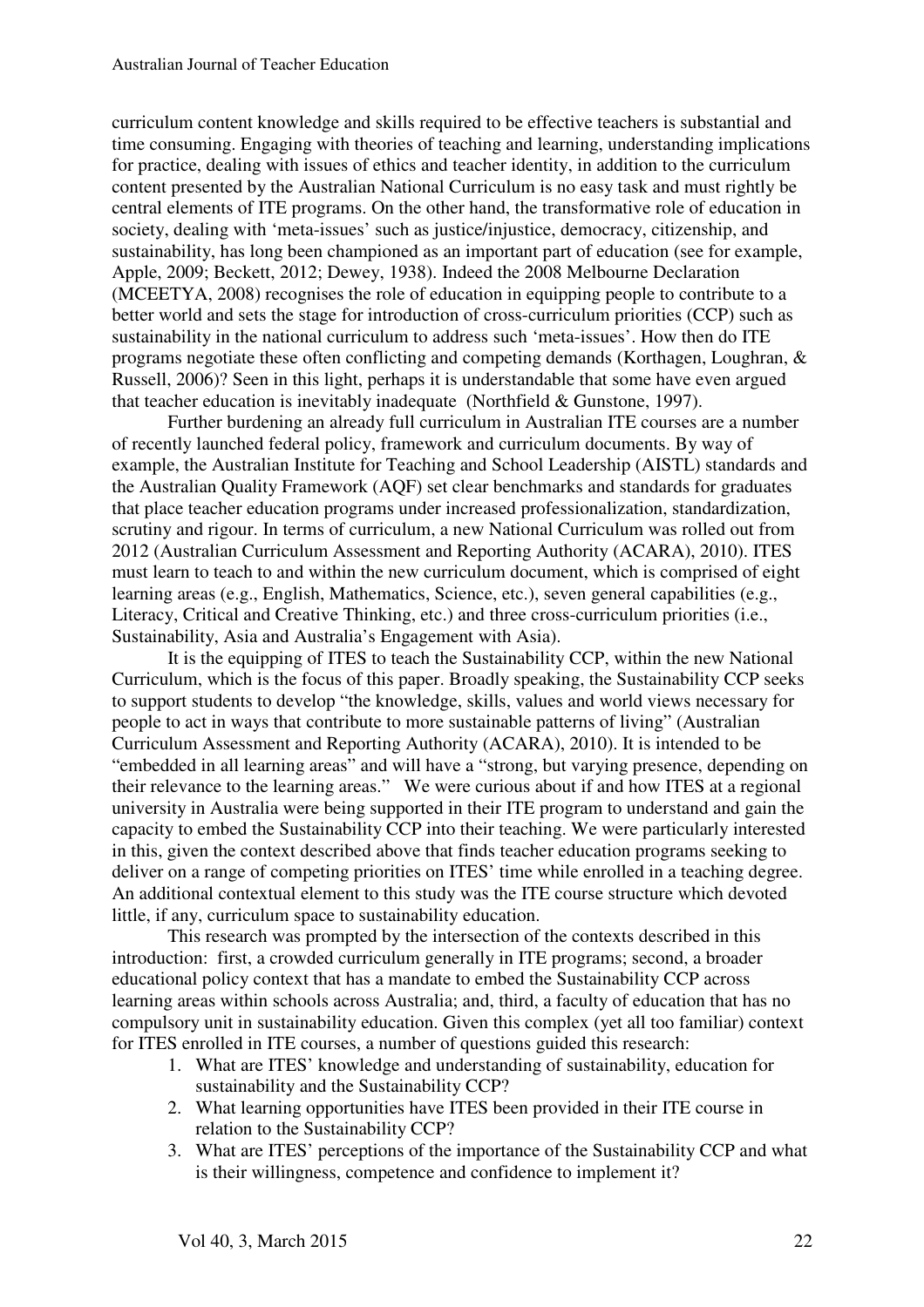curriculum content knowledge and skills required to be effective teachers is substantial and time consuming. Engaging with theories of teaching and learning, understanding implications for practice, dealing with issues of ethics and teacher identity, in addition to the curriculum content presented by the Australian National Curriculum is no easy task and must rightly be central elements of ITE programs. On the other hand, the transformative role of education in society, dealing with 'meta-issues' such as justice/injustice, democracy, citizenship, and sustainability, has long been championed as an important part of education (see for example, Apple, 2009; Beckett, 2012; Dewey, 1938). Indeed the 2008 Melbourne Declaration (MCEETYA, 2008) recognises the role of education in equipping people to contribute to a better world and sets the stage for introduction of cross-curriculum priorities (CCP) such as sustainability in the national curriculum to address such 'meta-issues'. How then do ITE programs negotiate these often conflicting and competing demands (Korthagen, Loughran, & Russell, 2006)? Seen in this light, perhaps it is understandable that some have even argued that teacher education is inevitably inadequate (Northfield & Gunstone, 1997).

Further burdening an already full curriculum in Australian ITE courses are a number of recently launched federal policy, framework and curriculum documents. By way of example, the Australian Institute for Teaching and School Leadership (AISTL) standards and the Australian Quality Framework (AQF) set clear benchmarks and standards for graduates that place teacher education programs under increased professionalization, standardization, scrutiny and rigour. In terms of curriculum, a new National Curriculum was rolled out from 2012 (Australian Curriculum Assessment and Reporting Authority (ACARA), 2010). ITES must learn to teach to and within the new curriculum document, which is comprised of eight learning areas (e.g., English, Mathematics, Science, etc.), seven general capabilities (e.g., Literacy, Critical and Creative Thinking, etc.) and three cross-curriculum priorities (i.e., Sustainability, Asia and Australia's Engagement with Asia).

It is the equipping of ITES to teach the Sustainability CCP, within the new National Curriculum, which is the focus of this paper. Broadly speaking, the Sustainability CCP seeks to support students to develop "the knowledge, skills, values and world views necessary for people to act in ways that contribute to more sustainable patterns of living" (Australian Curriculum Assessment and Reporting Authority (ACARA), 2010). It is intended to be "embedded in all learning areas" and will have a "strong, but varying presence, depending on their relevance to the learning areas." We were curious about if and how ITES at a regional university in Australia were being supported in their ITE program to understand and gain the capacity to embed the Sustainability CCP into their teaching. We were particularly interested in this, given the context described above that finds teacher education programs seeking to deliver on a range of competing priorities on ITES' time while enrolled in a teaching degree. An additional contextual element to this study was the ITE course structure which devoted little, if any, curriculum space to sustainability education.

This research was prompted by the intersection of the contexts described in this introduction: first, a crowded curriculum generally in ITE programs; second, a broader educational policy context that has a mandate to embed the Sustainability CCP across learning areas within schools across Australia; and, third, a faculty of education that has no compulsory unit in sustainability education. Given this complex (yet all too familiar) context for ITES enrolled in ITE courses, a number of questions guided this research:

1. What are ITES' knowledge and understanding of sustainability, education for sustainability and the Sustainability CCP?
2. What learning opportunities have ITES been provided in their ITE course in relation to the Sustainability CCP?
3. What are ITES' perceptions of the importance of the Sustainability CCP and what is their willingness, competence and confidence to implement it?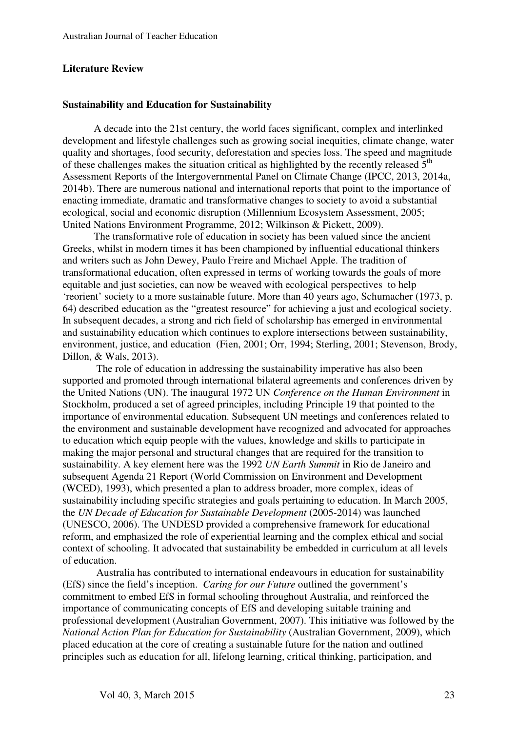## Literature Review

### Sustainability and Education for Sustainability

A decade into the 21st century, the world faces significant, complex and interlinked development and lifestyle challenges such as growing social inequities, climate change, water quality and shortages, food security, deforestation and species loss. The speed and magnitude of these challenges makes the situation critical as highlighted by the recently released 5th Assessment Reports of the Intergovernmental Panel on Climate Change (IPCC, 2013, 2014a, 2014b). There are numerous national and international reports that point to the importance of enacting immediate, dramatic and transformative changes to society to avoid a substantial ecological, social and economic disruption (Millennium Ecosystem Assessment, 2005; United Nations Environment Programme, 2012; Wilkinson & Pickett, 2009).

The transformative role of education in society has been valued since the ancient Greeks, whilst in modern times it has been championed by influential educational thinkers and writers such as John Dewey, Paulo Freire and Michael Apple. The tradition of transformational education, often expressed in terms of working towards the goals of more equitable and just societies, can now be weaved with ecological perspectives to help 'reorient' society to a more sustainable future. More than 40 years ago, Schumacher (1973, p. 64) described education as the "greatest resource" for achieving a just and ecological society. In subsequent decades, a strong and rich field of scholarship has emerged in environmental and sustainability education which continues to explore intersections between sustainability, environment, justice, and education (Fien, 2001; Orr, 1994; Sterling, 2001; Stevenson, Brody, Dillon, & Wals, 2013).

The role of education in addressing the sustainability imperative has also been supported and promoted through international bilateral agreements and conferences driven by the United Nations (UN). The inaugural 1972 UN *Conference on the Human Environment* in Stockholm, produced a set of agreed principles, including Principle 19 that pointed to the importance of environmental education. Subsequent UN meetings and conferences related to the environment and sustainable development have recognized and advocated for approaches to education which equip people with the values, knowledge and skills to participate in making the major personal and structural changes that are required for the transition to sustainability. A key element here was the 1992 *UN Earth Summit* in Rio de Janeiro and subsequent Agenda 21 Report (World Commission on Environment and Development (WCED), 1993), which presented a plan to address broader, more complex, ideas of sustainability including specific strategies and goals pertaining to education. In March 2005, the *UN Decade of Education for Sustainable Development* (2005-2014) was launched (UNESCO, 2006). The UNDESD provided a comprehensive framework for educational reform, and emphasized the role of experiential learning and the complex ethical and social context of schooling. It advocated that sustainability be embedded in curriculum at all levels of education.

Australia has contributed to international endeavours in education for sustainability (EfS) since the field's inception. *Caring for our Future* outlined the government's commitment to embed EfS in formal schooling throughout Australia, and reinforced the importance of communicating concepts of EfS and developing suitable training and professional development (Australian Government, 2007). This initiative was followed by the *National Action Plan for Education for Sustainability* (Australian Government, 2009), which placed education at the core of creating a sustainable future for the nation and outlined principles such as education for all, lifelong learning, critical thinking, participation, and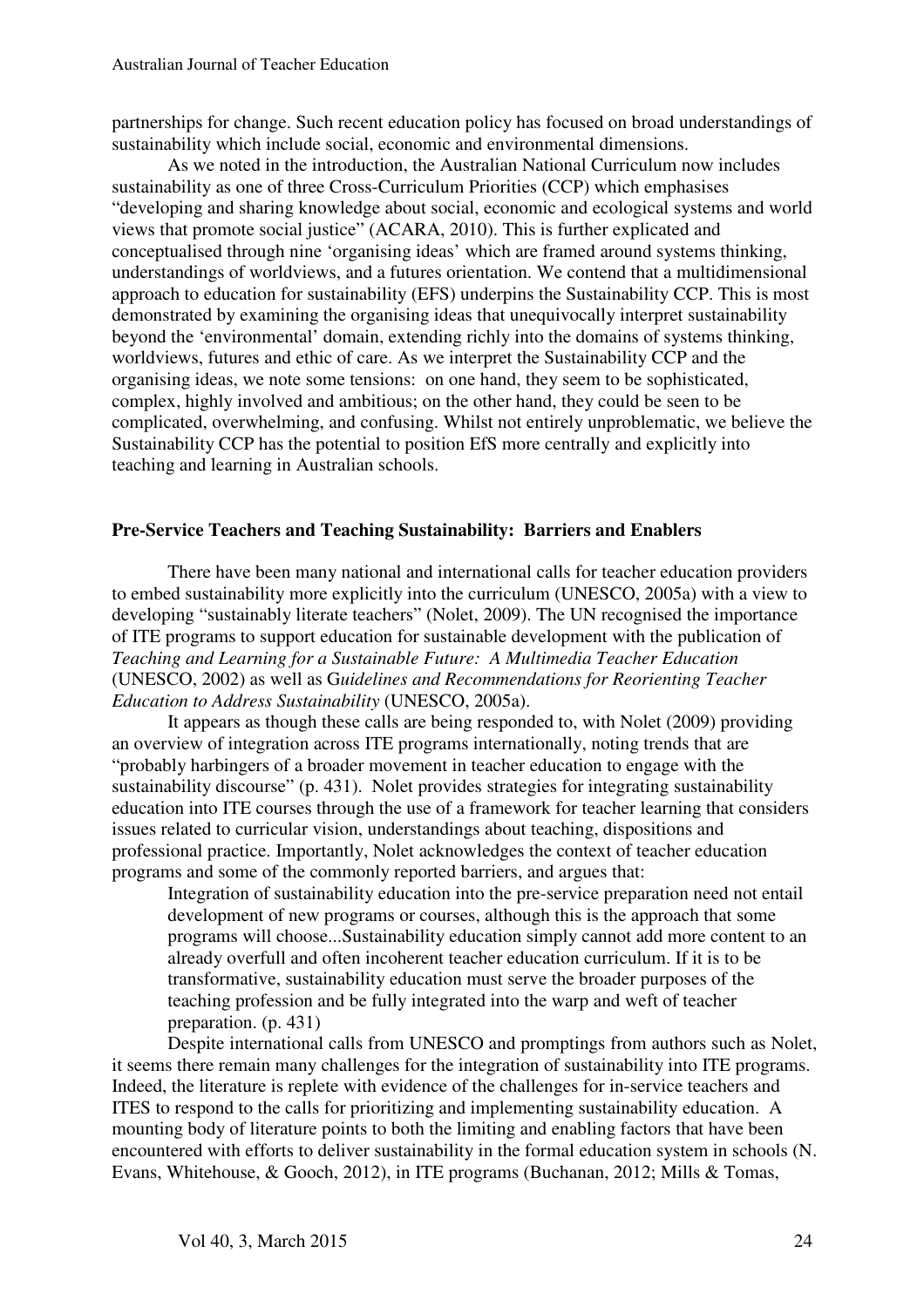partnerships for change. Such recent education policy has focused on broad understandings of sustainability which include social, economic and environmental dimensions.

As we noted in the introduction, the Australian National Curriculum now includes sustainability as one of three Cross-Curriculum Priorities (CCP) which emphasises "developing and sharing knowledge about social, economic and ecological systems and world views that promote social justice" (ACARA, 2010). This is further explicated and conceptualised through nine 'organising ideas' which are framed around systems thinking, understandings of worldviews, and a futures orientation. We contend that a multidimensional approach to education for sustainability (EFS) underpins the Sustainability CCP. This is most demonstrated by examining the organising ideas that unequivocally interpret sustainability beyond the 'environmental' domain, extending richly into the domains of systems thinking, worldviews, futures and ethic of care. As we interpret the Sustainability CCP and the organising ideas, we note some tensions: on one hand, they seem to be sophisticated, complex, highly involved and ambitious; on the other hand, they could be seen to be complicated, overwhelming, and confusing. Whilst not entirely unproblematic, we believe the Sustainability CCP has the potential to position EfS more centrally and explicitly into teaching and learning in Australian schools.

## Pre-Service Teachers and Teaching Sustainability: Barriers and Enablers

There have been many national and international calls for teacher education providers to embed sustainability more explicitly into the curriculum (UNESCO, 2005a) with a view to developing "sustainably literate teachers" (Nolet, 2009). The UN recognised the importance of ITE programs to support education for sustainable development with the publication of *Teaching and Learning for a Sustainable Future: A Multimedia Teacher Education* (UNESCO, 2002) as well as G*uidelines and Recommendations for Reorienting Teacher Education to Address Sustainability* (UNESCO, 2005a).

It appears as though these calls are being responded to, with Nolet (2009) providing an overview of integration across ITE programs internationally, noting trends that are "probably harbingers of a broader movement in teacher education to engage with the sustainability discourse" (p. 431). Nolet provides strategies for integrating sustainability education into ITE courses through the use of a framework for teacher learning that considers issues related to curricular vision, understandings about teaching, dispositions and professional practice. Importantly, Nolet acknowledges the context of teacher education programs and some of the commonly reported barriers, and argues that:

> Integration of sustainability education into the pre-service preparation need not entail development of new programs or courses, although this is the approach that some programs will choose...Sustainability education simply cannot add more content to an already overfull and often incoherent teacher education curriculum. If it is to be transformative, sustainability education must serve the broader purposes of the teaching profession and be fully integrated into the warp and weft of teacher preparation. (p. 431)

Despite international calls from UNESCO and promptings from authors such as Nolet, it seems there remain many challenges for the integration of sustainability into ITE programs. Indeed, the literature is replete with evidence of the challenges for in-service teachers and ITES to respond to the calls for prioritizing and implementing sustainability education. A mounting body of literature points to both the limiting and enabling factors that have been encountered with efforts to deliver sustainability in the formal education system in schools (N. Evans, Whitehouse, & Gooch, 2012), in ITE programs (Buchanan, 2012; Mills & Tomas,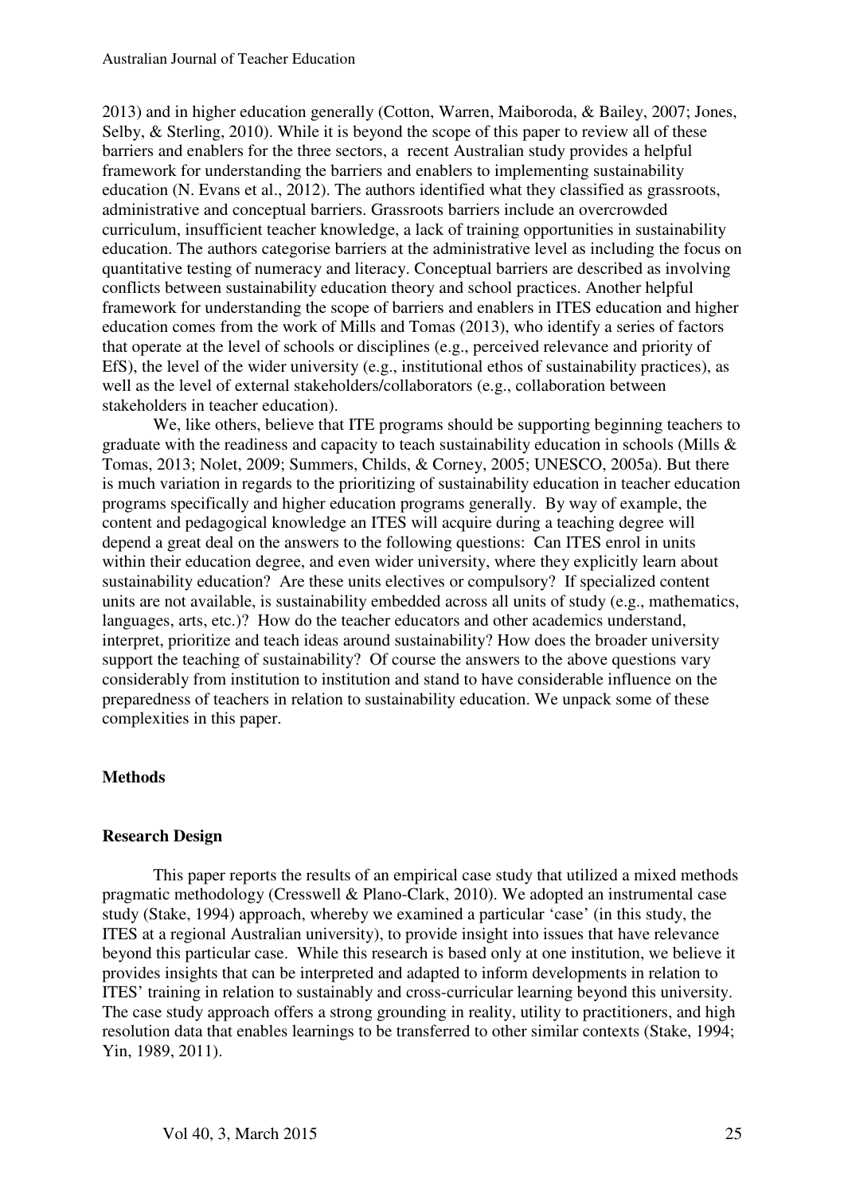2013) and in higher education generally (Cotton, Warren, Maiboroda, & Bailey, 2007; Jones, Selby, & Sterling, 2010). While it is beyond the scope of this paper to review all of these barriers and enablers for the three sectors, a recent Australian study provides a helpful framework for understanding the barriers and enablers to implementing sustainability education (N. Evans et al., 2012). The authors identified what they classified as grassroots, administrative and conceptual barriers. Grassroots barriers include an overcrowded curriculum, insufficient teacher knowledge, a lack of training opportunities in sustainability education. The authors categorise barriers at the administrative level as including the focus on quantitative testing of numeracy and literacy. Conceptual barriers are described as involving conflicts between sustainability education theory and school practices. Another helpful framework for understanding the scope of barriers and enablers in ITES education and higher education comes from the work of Mills and Tomas (2013), who identify a series of factors that operate at the level of schools or disciplines (e.g., perceived relevance and priority of EfS), the level of the wider university (e.g., institutional ethos of sustainability practices), as well as the level of external stakeholders/collaborators (e.g., collaboration between stakeholders in teacher education).

We, like others, believe that ITE programs should be supporting beginning teachers to graduate with the readiness and capacity to teach sustainability education in schools (Mills & Tomas, 2013; Nolet, 2009; Summers, Childs, & Corney, 2005; UNESCO, 2005a). But there is much variation in regards to the prioritizing of sustainability education in teacher education programs specifically and higher education programs generally. By way of example, the content and pedagogical knowledge an ITES will acquire during a teaching degree will depend a great deal on the answers to the following questions: Can ITES enrol in units within their education degree, and even wider university, where they explicitly learn about sustainability education? Are these units electives or compulsory? If specialized content units are not available, is sustainability embedded across all units of study (e.g., mathematics, languages, arts, etc.)? How do the teacher educators and other academics understand, interpret, prioritize and teach ideas around sustainability? How does the broader university support the teaching of sustainability? Of course the answers to the above questions vary considerably from institution to institution and stand to have considerable influence on the preparedness of teachers in relation to sustainability education. We unpack some of these complexities in this paper.

## Methods

### Research Design

This paper reports the results of an empirical case study that utilized a mixed methods pragmatic methodology (Cresswell & Plano-Clark, 2010). We adopted an instrumental case study (Stake, 1994) approach, whereby we examined a particular 'case' (in this study, the ITES at a regional Australian university), to provide insight into issues that have relevance beyond this particular case. While this research is based only at one institution, we believe it provides insights that can be interpreted and adapted to inform developments in relation to ITES' training in relation to sustainably and cross-curricular learning beyond this university. The case study approach offers a strong grounding in reality, utility to practitioners, and high resolution data that enables learnings to be transferred to other similar contexts (Stake, 1994; Yin, 1989, 2011).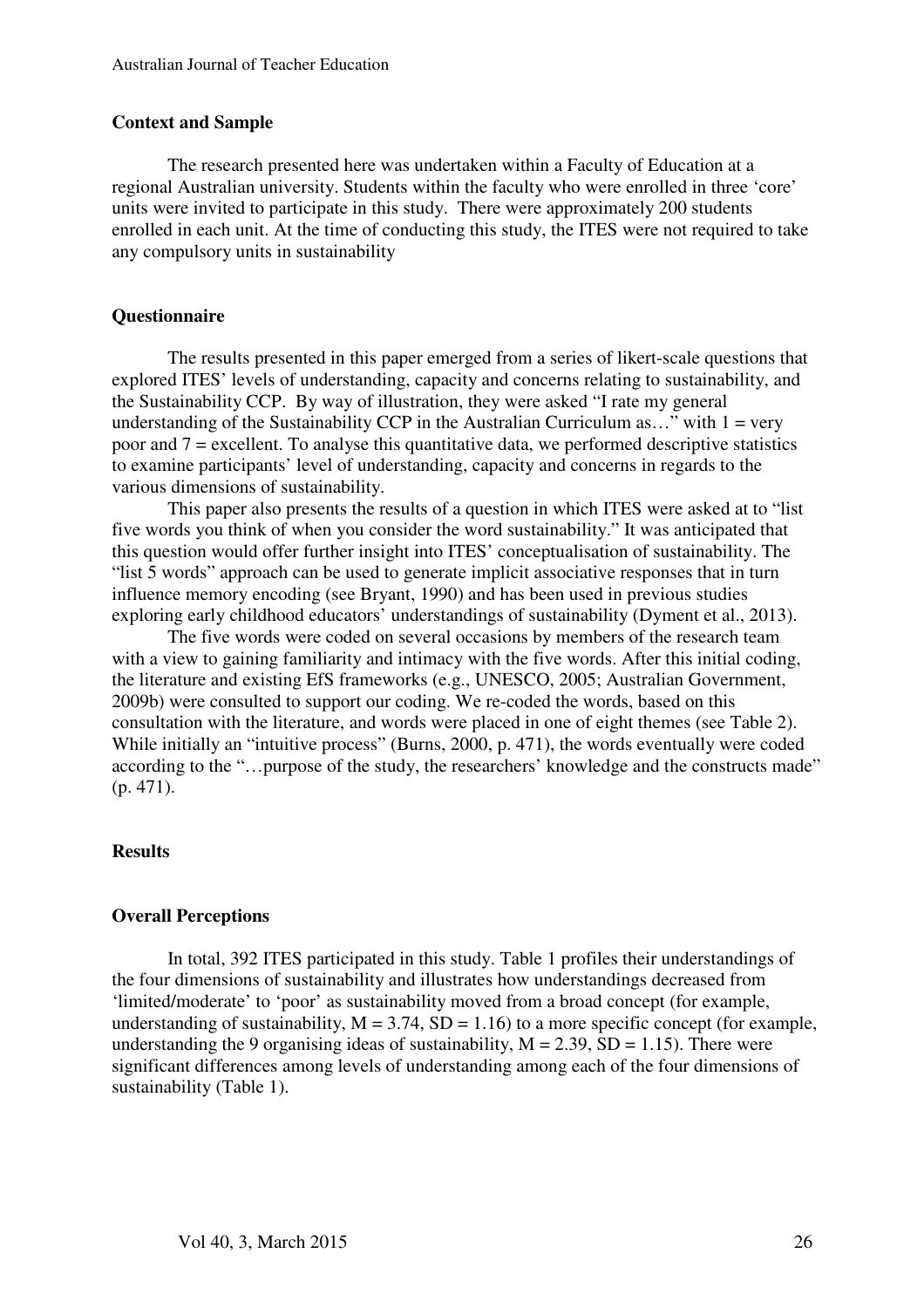### Context and Sample

The research presented here was undertaken within a Faculty of Education at a regional Australian university. Students within the faculty who were enrolled in three 'core' units were invited to participate in this study. There were approximately 200 students enrolled in each unit. At the time of conducting this study, the ITES were not required to take any compulsory units in sustainability

### Questionnaire

The results presented in this paper emerged from a series of likert-scale questions that explored ITES' levels of understanding, capacity and concerns relating to sustainability, and the Sustainability CCP. By way of illustration, they were asked "I rate my general understanding of the Sustainability CCP in the Australian Curriculum as…" with 1 = very poor and 7 = excellent. To analyse this quantitative data, we performed descriptive statistics to examine participants' level of understanding, capacity and concerns in regards to the various dimensions of sustainability.

This paper also presents the results of a question in which ITES were asked at to "list five words you think of when you consider the word sustainability." It was anticipated that this question would offer further insight into ITES' conceptualisation of sustainability. The "list 5 words" approach can be used to generate implicit associative responses that in turn influence memory encoding (see Bryant, 1990) and has been used in previous studies exploring early childhood educators' understandings of sustainability (Dyment et al., 2013).

The five words were coded on several occasions by members of the research team with a view to gaining familiarity and intimacy with the five words. After this initial coding, the literature and existing EfS frameworks (e.g., UNESCO, 2005; Australian Government, 2009b) were consulted to support our coding. We re-coded the words, based on this consultation with the literature, and words were placed in one of eight themes (see Table 2). While initially an "intuitive process" (Burns, 2000, p. 471), the words eventually were coded according to the "…purpose of the study, the researchers' knowledge and the constructs made" (p. 471).

### Results

### Overall Perceptions

In total, 392 ITES participated in this study. Table 1 profiles their understandings of the four dimensions of sustainability and illustrates how understandings decreased from 'limited/moderate' to 'poor' as sustainability moved from a broad concept (for example, understanding of sustainability, $M = 3.74$, $SD = 1.16$) to a more specific concept (for example, understanding the 9 organising ideas of sustainability, $M = 2.39$, $SD = 1.15$). There were significant differences among levels of understanding among each of the four dimensions of sustainability (Table 1).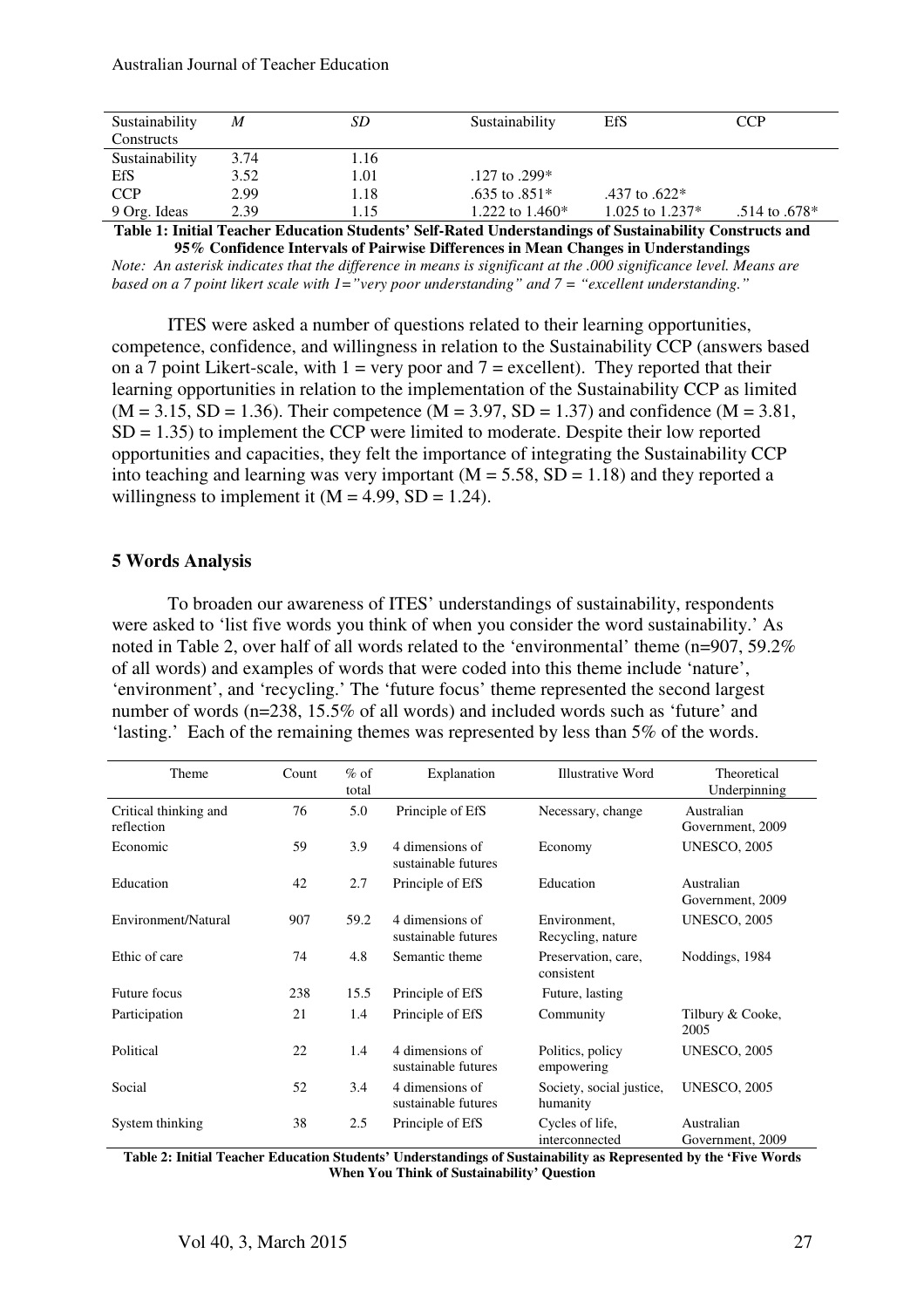| Sustainability Constructs | *M* | *SD* | Sustainability | EfS | CCP |
|---|---|---|---|---|---|
| Sustainability | 3.74 | 1.16 | | | |
| EfS | 3.52 | 1.01 | .127 to .299* | | |
| CCP | 2.99 | 1.18 | .635 to .851* | .437 to .622* | |
| 9 Org. Ideas | 2.39 | 1.15 | 1.222 to 1.460* | 1.025 to 1.237* | .514 to .678* |

**Table 1: Initial Teacher Education Students' Self-Rated Understandings of Sustainability Constructs and 95% Confidence Intervals of Pairwise Differences in Mean Changes in Understandings**

*Note: An asterisk indicates that the difference in means is significant at the .000 significance level. Means are based on a 7 point likert scale with 1="very poor understanding" and 7 = "excellent understanding."*

ITES were asked a number of questions related to their learning opportunities, competence, confidence, and willingness in relation to the Sustainability CCP (answers based on a 7 point Likert-scale, with 1 = very poor and 7 = excellent). They reported that their learning opportunities in relation to the implementation of the Sustainability CCP as limited ($M = 3.15$, $SD = 1.36$). Their competence ($M = 3.97$, $SD = 1.37$) and confidence ($M = 3.81$, $SD = 1.35$) to implement the CCP were limited to moderate. Despite their low reported opportunities and capacities, they felt the importance of integrating the Sustainability CCP into teaching and learning was very important ($M = 5.58$, $SD = 1.18$) and they reported a willingness to implement it ($M = 4.99$, $SD = 1.24$).

## 5 Words Analysis

To broaden our awareness of ITES' understandings of sustainability, respondents were asked to 'list five words you think of when you consider the word sustainability.' As noted in Table 2, over half of all words related to the 'environmental' theme (n=907, 59.2% of all words) and examples of words that were coded into this theme include 'nature', 'environment', and 'recycling.' The 'future focus' theme represented the second largest number of words (n=238, 15.5% of all words) and included words such as 'future' and 'lasting.' Each of the remaining themes was represented by less than 5% of the words.

| Theme | Count | % of total | Explanation | Illustrative Word | Theoretical Underpinning |
|---|---|---|---|---|---|
| Critical thinking and reflection | 76 | 5.0 | Principle of EfS | Necessary, change | Australian Government, 2009 |
| Economic | 59 | 3.9 | 4 dimensions of sustainable futures | Economy | UNESCO, 2005 |
| Education | 42 | 2.7 | Principle of EfS | Education | Australian Government, 2009 |
| Environment/Natural | 907 | 59.2 | 4 dimensions of sustainable futures | Environment, Recycling, nature | UNESCO, 2005 |
| Ethic of care | 74 | 4.8 | Semantic theme | Preservation, care, consistent | Noddings, 1984 |
| Future focus | 238 | 15.5 | Principle of EfS | Future, lasting | |
| Participation | 21 | 1.4 | Principle of EfS | Community | Tilbury & Cooke, 2005 |
| Political | 22 | 1.4 | 4 dimensions of sustainable futures | Politics, policy empowering | UNESCO, 2005 |
| Social | 52 | 3.4 | 4 dimensions of sustainable futures | Society, social justice, humanity | UNESCO, 2005 |
| System thinking | 38 | 2.5 | Principle of EfS | Cycles of life, interconnected | Australian Government, 2009 |

**Table 2: Initial Teacher Education Students' Understandings of Sustainability as Represented by the 'Five Words When You Think of Sustainability' Question**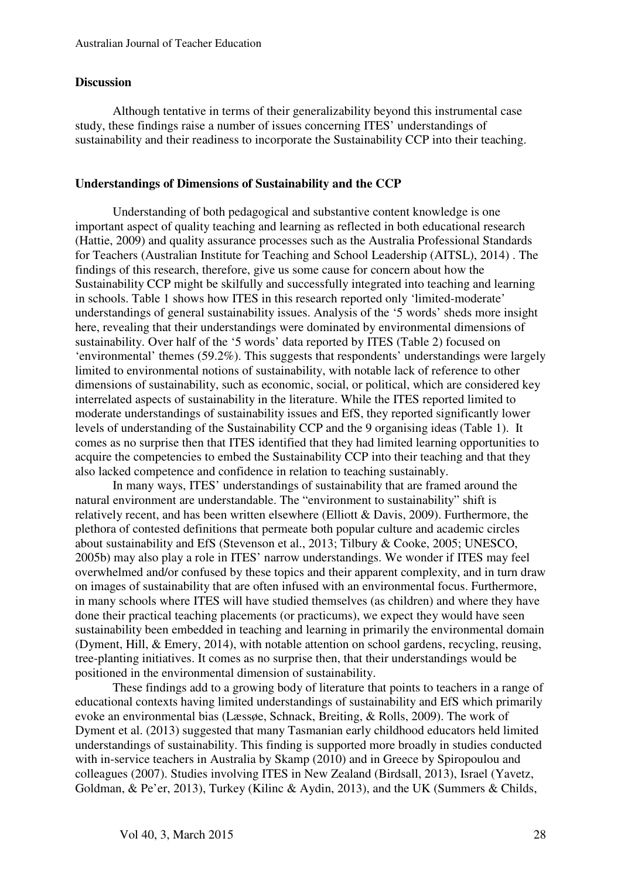## Discussion

Although tentative in terms of their generalizability beyond this instrumental case study, these findings raise a number of issues concerning ITES' understandings of sustainability and their readiness to incorporate the Sustainability CCP into their teaching.

### Understandings of Dimensions of Sustainability and the CCP

Understanding of both pedagogical and substantive content knowledge is one important aspect of quality teaching and learning as reflected in both educational research (Hattie, 2009) and quality assurance processes such as the Australia Professional Standards for Teachers (Australian Institute for Teaching and School Leadership (AITSL), 2014) . The findings of this research, therefore, give us some cause for concern about how the Sustainability CCP might be skilfully and successfully integrated into teaching and learning in schools. Table 1 shows how ITES in this research reported only 'limited-moderate' understandings of general sustainability issues. Analysis of the '5 words' sheds more insight here, revealing that their understandings were dominated by environmental dimensions of sustainability. Over half of the '5 words' data reported by ITES (Table 2) focused on 'environmental' themes (59.2%). This suggests that respondents' understandings were largely limited to environmental notions of sustainability, with notable lack of reference to other dimensions of sustainability, such as economic, social, or political, which are considered key interrelated aspects of sustainability in the literature. While the ITES reported limited to moderate understandings of sustainability issues and EfS, they reported significantly lower levels of understanding of the Sustainability CCP and the 9 organising ideas (Table 1). It comes as no surprise then that ITES identified that they had limited learning opportunities to acquire the competencies to embed the Sustainability CCP into their teaching and that they also lacked competence and confidence in relation to teaching sustainably.

In many ways, ITES' understandings of sustainability that are framed around the natural environment are understandable. The "environment to sustainability" shift is relatively recent, and has been written elsewhere (Elliott & Davis, 2009). Furthermore, the plethora of contested definitions that permeate both popular culture and academic circles about sustainability and EfS (Stevenson et al., 2013; Tilbury & Cooke, 2005; UNESCO, 2005b) may also play a role in ITES' narrow understandings. We wonder if ITES may feel overwhelmed and/or confused by these topics and their apparent complexity, and in turn draw on images of sustainability that are often infused with an environmental focus. Furthermore, in many schools where ITES will have studied themselves (as children) and where they have done their practical teaching placements (or practicums), we expect they would have seen sustainability been embedded in teaching and learning in primarily the environmental domain (Dyment, Hill, & Emery, 2014), with notable attention on school gardens, recycling, reusing, tree-planting initiatives. It comes as no surprise then, that their understandings would be positioned in the environmental dimension of sustainability.

These findings add to a growing body of literature that points to teachers in a range of educational contexts having limited understandings of sustainability and EfS which primarily evoke an environmental bias (Læssøe, Schnack, Breiting, & Rolls, 2009). The work of Dyment et al. (2013) suggested that many Tasmanian early childhood educators held limited understandings of sustainability. This finding is supported more broadly in studies conducted with in-service teachers in Australia by Skamp (2010) and in Greece by Spiropoulou and colleagues (2007). Studies involving ITES in New Zealand (Birdsall, 2013), Israel (Yavetz, Goldman, & Pe'er, 2013), Turkey (Kilinc & Aydin, 2013), and the UK (Summers & Childs,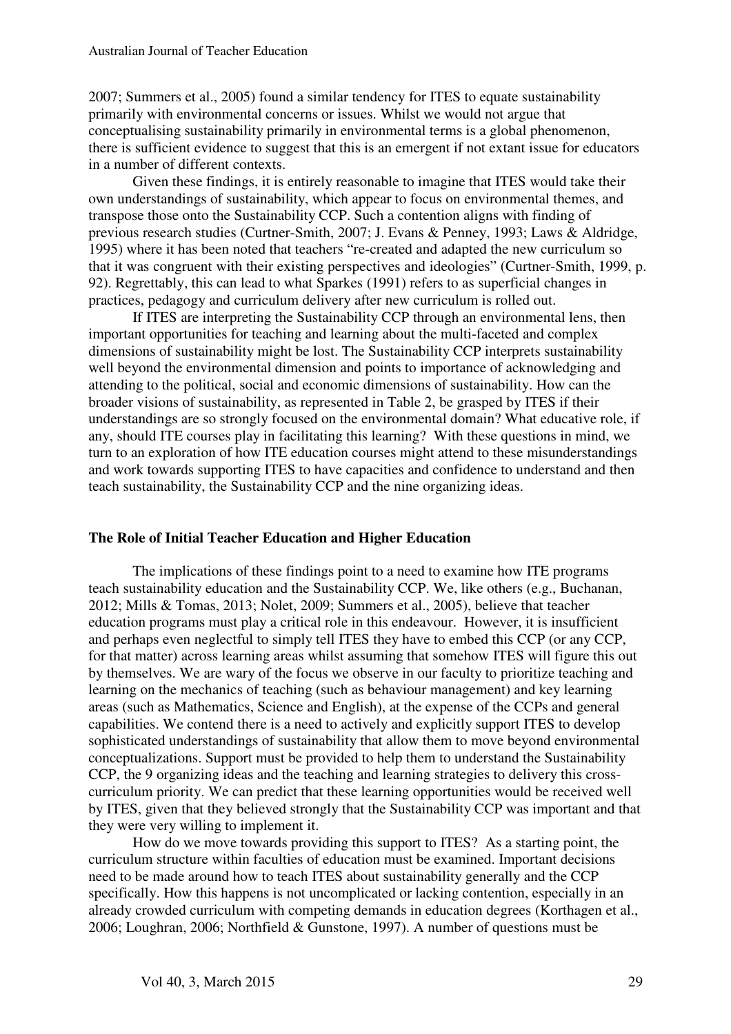2007; Summers et al., 2005) found a similar tendency for ITES to equate sustainability primarily with environmental concerns or issues. Whilst we would not argue that conceptualising sustainability primarily in environmental terms is a global phenomenon, there is sufficient evidence to suggest that this is an emergent if not extant issue for educators in a number of different contexts.

Given these findings, it is entirely reasonable to imagine that ITES would take their own understandings of sustainability, which appear to focus on environmental themes, and transpose those onto the Sustainability CCP. Such a contention aligns with finding of previous research studies (Curtner-Smith, 2007; J. Evans & Penney, 1993; Laws & Aldridge, 1995) where it has been noted that teachers "re-created and adapted the new curriculum so that it was congruent with their existing perspectives and ideologies" (Curtner-Smith, 1999, p. 92). Regrettably, this can lead to what Sparkes (1991) refers to as superficial changes in practices, pedagogy and curriculum delivery after new curriculum is rolled out.

If ITES are interpreting the Sustainability CCP through an environmental lens, then important opportunities for teaching and learning about the multi-faceted and complex dimensions of sustainability might be lost. The Sustainability CCP interprets sustainability well beyond the environmental dimension and points to importance of acknowledging and attending to the political, social and economic dimensions of sustainability. How can the broader visions of sustainability, as represented in Table 2, be grasped by ITES if their understandings are so strongly focused on the environmental domain? What educative role, if any, should ITE courses play in facilitating this learning? With these questions in mind, we turn to an exploration of how ITE education courses might attend to these misunderstandings and work towards supporting ITES to have capacities and confidence to understand and then teach sustainability, the Sustainability CCP and the nine organizing ideas.

### The Role of Initial Teacher Education and Higher Education

The implications of these findings point to a need to examine how ITE programs teach sustainability education and the Sustainability CCP. We, like others (e.g., Buchanan, 2012; Mills & Tomas, 2013; Nolet, 2009; Summers et al., 2005), believe that teacher education programs must play a critical role in this endeavour. However, it is insufficient and perhaps even neglectful to simply tell ITES they have to embed this CCP (or any CCP, for that matter) across learning areas whilst assuming that somehow ITES will figure this out by themselves. We are wary of the focus we observe in our faculty to prioritize teaching and learning on the mechanics of teaching (such as behaviour management) and key learning areas (such as Mathematics, Science and English), at the expense of the CCPs and general capabilities. We contend there is a need to actively and explicitly support ITES to develop sophisticated understandings of sustainability that allow them to move beyond environmental conceptualizations. Support must be provided to help them to understand the Sustainability CCP, the 9 organizing ideas and the teaching and learning strategies to delivery this cross-curriculum priority. We can predict that these learning opportunities would be received well by ITES, given that they believed strongly that the Sustainability CCP was important and that they were very willing to implement it.

How do we move towards providing this support to ITES? As a starting point, the curriculum structure within faculties of education must be examined. Important decisions need to be made around how to teach ITES about sustainability generally and the CCP specifically. How this happens is not uncomplicated or lacking contention, especially in an already crowded curriculum with competing demands in education degrees (Korthagen et al., 2006; Loughran, 2006; Northfield & Gunstone, 1997). A number of questions must be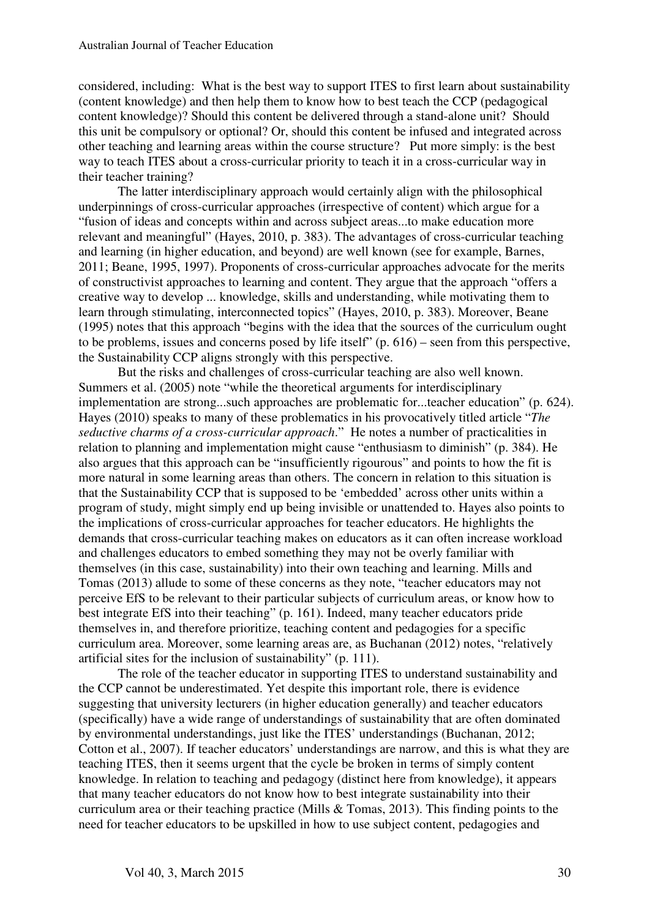considered, including: What is the best way to support ITES to first learn about sustainability (content knowledge) and then help them to know how to best teach the CCP (pedagogical content knowledge)? Should this content be delivered through a stand-alone unit? Should this unit be compulsory or optional? Or, should this content be infused and integrated across other teaching and learning areas within the course structure? Put more simply: is the best way to teach ITES about a cross-curricular priority to teach it in a cross-curricular way in their teacher training?

The latter interdisciplinary approach would certainly align with the philosophical underpinnings of cross-curricular approaches (irrespective of content) which argue for a "fusion of ideas and concepts within and across subject areas...to make education more relevant and meaningful" (Hayes, 2010, p. 383). The advantages of cross-curricular teaching and learning (in higher education, and beyond) are well known (see for example, Barnes, 2011; Beane, 1995, 1997). Proponents of cross-curricular approaches advocate for the merits of constructivist approaches to learning and content. They argue that the approach "offers a creative way to develop ... knowledge, skills and understanding, while motivating them to learn through stimulating, interconnected topics" (Hayes, 2010, p. 383). Moreover, Beane (1995) notes that this approach "begins with the idea that the sources of the curriculum ought to be problems, issues and concerns posed by life itself" (p. 616) – seen from this perspective, the Sustainability CCP aligns strongly with this perspective.

But the risks and challenges of cross-curricular teaching are also well known. Summers et al. (2005) note "while the theoretical arguments for interdisciplinary implementation are strong...such approaches are problematic for...teacher education" (p. 624). Hayes (2010) speaks to many of these problematics in his provocatively titled article "*The seductive charms of a cross-curricular approach*." He notes a number of practicalities in relation to planning and implementation might cause "enthusiasm to diminish" (p. 384). He also argues that this approach can be "insufficiently rigourous" and points to how the fit is more natural in some learning areas than others. The concern in relation to this situation is that the Sustainability CCP that is supposed to be 'embedded' across other units within a program of study, might simply end up being invisible or unattended to. Hayes also points to the implications of cross-curricular approaches for teacher educators. He highlights the demands that cross-curricular teaching makes on educators as it can often increase workload and challenges educators to embed something they may not be overly familiar with themselves (in this case, sustainability) into their own teaching and learning. Mills and Tomas (2013) allude to some of these concerns as they note, "teacher educators may not perceive EfS to be relevant to their particular subjects of curriculum areas, or know how to best integrate EfS into their teaching" (p. 161). Indeed, many teacher educators pride themselves in, and therefore prioritize, teaching content and pedagogies for a specific curriculum area. Moreover, some learning areas are, as Buchanan (2012) notes, "relatively artificial sites for the inclusion of sustainability" (p. 111).

The role of the teacher educator in supporting ITES to understand sustainability and the CCP cannot be underestimated. Yet despite this important role, there is evidence suggesting that university lecturers (in higher education generally) and teacher educators (specifically) have a wide range of understandings of sustainability that are often dominated by environmental understandings, just like the ITES' understandings (Buchanan, 2012; Cotton et al., 2007). If teacher educators' understandings are narrow, and this is what they are teaching ITES, then it seems urgent that the cycle be broken in terms of simply content knowledge. In relation to teaching and pedagogy (distinct here from knowledge), it appears that many teacher educators do not know how to best integrate sustainability into their curriculum area or their teaching practice (Mills & Tomas, 2013). This finding points to the need for teacher educators to be upskilled in how to use subject content, pedagogies and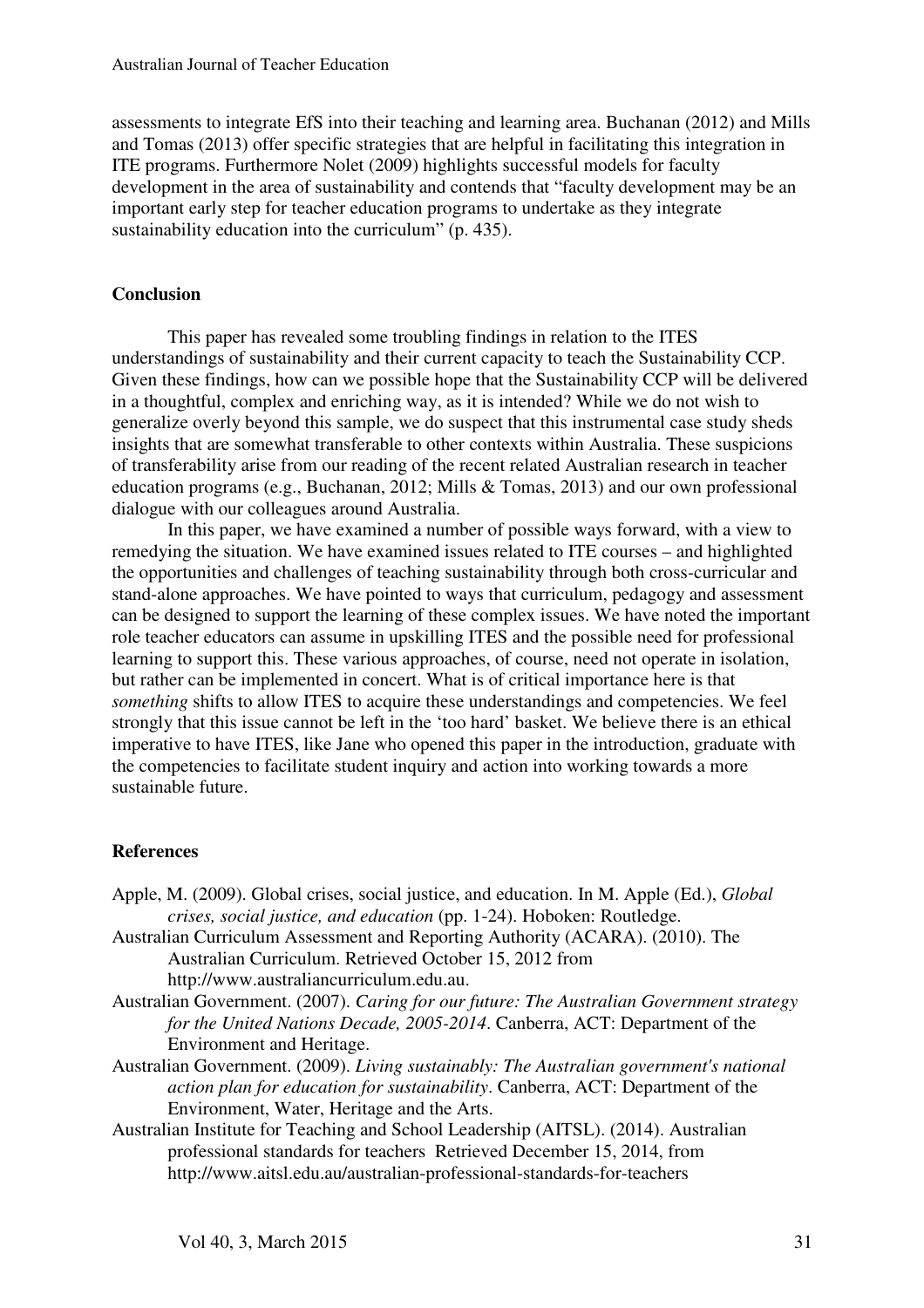assessments to integrate EfS into their teaching and learning area. Buchanan (2012) and Mills and Tomas (2013) offer specific strategies that are helpful in facilitating this integration in ITE programs. Furthermore Nolet (2009) highlights successful models for faculty development in the area of sustainability and contends that "faculty development may be an important early step for teacher education programs to undertake as they integrate sustainability education into the curriculum" (p. 435).

## Conclusion

This paper has revealed some troubling findings in relation to the ITES understandings of sustainability and their current capacity to teach the Sustainability CCP. Given these findings, how can we possible hope that the Sustainability CCP will be delivered in a thoughtful, complex and enriching way, as it is intended? While we do not wish to generalize overly beyond this sample, we do suspect that this instrumental case study sheds insights that are somewhat transferable to other contexts within Australia. These suspicions of transferability arise from our reading of the recent related Australian research in teacher education programs (e.g., Buchanan, 2012; Mills & Tomas, 2013) and our own professional dialogue with our colleagues around Australia.

In this paper, we have examined a number of possible ways forward, with a view to remedying the situation. We have examined issues related to ITE courses – and highlighted the opportunities and challenges of teaching sustainability through both cross-curricular and stand-alone approaches. We have pointed to ways that curriculum, pedagogy and assessment can be designed to support the learning of these complex issues. We have noted the important role teacher educators can assume in upskilling ITES and the possible need for professional learning to support this. These various approaches, of course, need not operate in isolation, but rather can be implemented in concert. What is of critical importance here is that *something* shifts to allow ITES to acquire these understandings and competencies. We feel strongly that this issue cannot be left in the 'too hard' basket. We believe there is an ethical imperative to have ITES, like Jane who opened this paper in the introduction, graduate with the competencies to facilitate student inquiry and action into working towards a more sustainable future.

## References

Apple, M. (2009). Global crises, social justice, and education. In M. Apple (Ed.), *Global crises, social justice, and education* (pp. 1-24). Hoboken: Routledge.

Australian Curriculum Assessment and Reporting Authority (ACARA). (2010). The Australian Curriculum. Retrieved October 15, 2012 from http://www.australiancurriculum.edu.au.

Australian Government. (2007). *Caring for our future: The Australian Government strategy for the United Nations Decade, 2005-2014*. Canberra, ACT: Department of the Environment and Heritage.

Australian Government. (2009). *Living sustainably: The Australian government's national action plan for education for sustainability*. Canberra, ACT: Department of the Environment, Water, Heritage and the Arts.

Australian Institute for Teaching and School Leadership (AITSL). (2014). Australian professional standards for teachers Retrieved December 15, 2014, from http://www.aitsl.edu.au/australian-professional-standards-for-teachers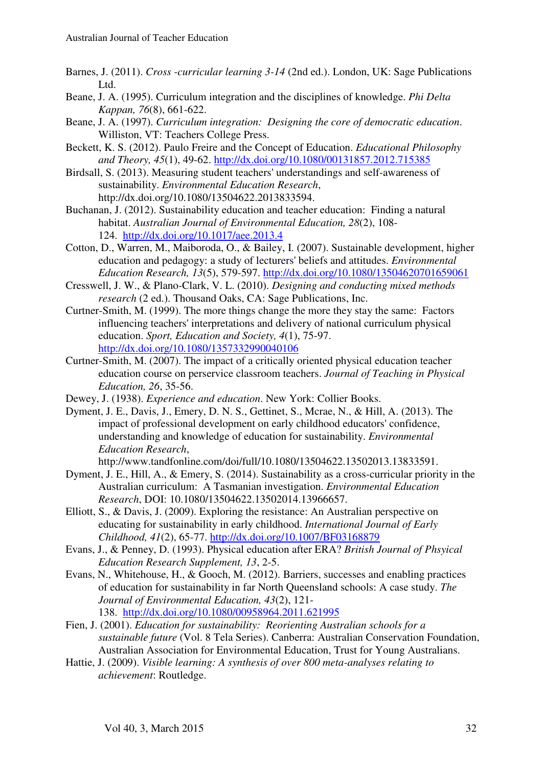Barnes, J. (2011). *Cross -curricular learning 3-14* (2nd ed.). London, UK: Sage Publications Ltd.

Beane, J. A. (1995). Curriculum integration and the disciplines of knowledge. *Phi Delta Kappan, 76*(8), 661-622.

Beane, J. A. (1997). *Curriculum integration: Designing the core of democratic education*. Williston, VT: Teachers College Press.

Beckett, K. S. (2012). Paulo Freire and the Concept of Education. *Educational Philosophy and Theory, 45*(1), 49-62. http://dx.doi.org/10.1080/00131857.2012.715385

Birdsall, S. (2013). Measuring student teachers' understandings and self-awareness of sustainability. *Environmental Education Research*, http://dx.doi.org/10.1080/13504622.2013833594.

Buchanan, J. (2012). Sustainability education and teacher education: Finding a natural habitat. *Australian Journal of Environmental Education, 28*(2), 108-124. http://dx.doi.org/10.1017/aee.2013.4

Cotton, D., Warren, M., Maiboroda, O., & Bailey, I. (2007). Sustainable development, higher education and pedagogy: a study of lecturers' beliefs and attitudes. *Environmental Education Research, 13*(5), 579-597. http://dx.doi.org/10.1080/13504620701659061

Cresswell, J. W., & Plano-Clark, V. L. (2010). *Designing and conducting mixed methods research* (2 ed.). Thousand Oaks, CA: Sage Publications, Inc.

Curtner-Smith, M. (1999). The more things change the more they stay the same: Factors influencing teachers' interpretations and delivery of national curriculum physical education. *Sport, Education and Society, 4*(1), 75-97. http://dx.doi.org/10.1080/1357332990040106

Curtner-Smith, M. (2007). The impact of a critically oriented physical education teacher education course on perservice classroom teachers. *Journal of Teaching in Physical Education, 26*, 35-56.

Dewey, J. (1938). *Experience and education*. New York: Collier Books.

Dyment, J. E., Davis, J., Emery, D. N. S., Gettinet, S., Mcrae, N., & Hill, A. (2013). The impact of professional development on early childhood educators' confidence, understanding and knowledge of education for sustainability. *Environmental Education Research*, http://www.tandfonline.com/doi/full/10.1080/13504622.13502013.13833591.

Dyment, J. E., Hill, A., & Emery, S. (2014). Sustainability as a cross-curricular priority in the Australian curriculum: A Tasmanian investigation. *Environmental Education Research*, DOI: 10.1080/13504622.13502014.13966657.

Elliott, S., & Davis, J. (2009). Exploring the resistance: An Australian perspective on educating for sustainability in early childhood. *International Journal of Early Childhood, 41*(2), 65-77. http://dx.doi.org/10.1007/BF03168879

Evans, J., & Penney, D. (1993). Physical education after ERA? *British Journal of Phsyical Education Research Supplement, 13*, 2-5.

Evans, N., Whitehouse, H., & Gooch, M. (2012). Barriers, successes and enabling practices of education for sustainability in far North Queensland schools: A case study. *The Journal of Environmental Education, 43*(2), 121-138. http://dx.doi.org/10.1080/00958964.2011.621995

Fien, J. (2001). *Education for sustainability: Reorienting Australian schools for a sustainable future* (Vol. 8 Tela Series). Canberra: Australian Conservation Foundation, Australian Association for Environmental Education, Trust for Young Australians.

Hattie, J. (2009). *Visible learning: A synthesis of over 800 meta-analyses relating to achievement*: Routledge.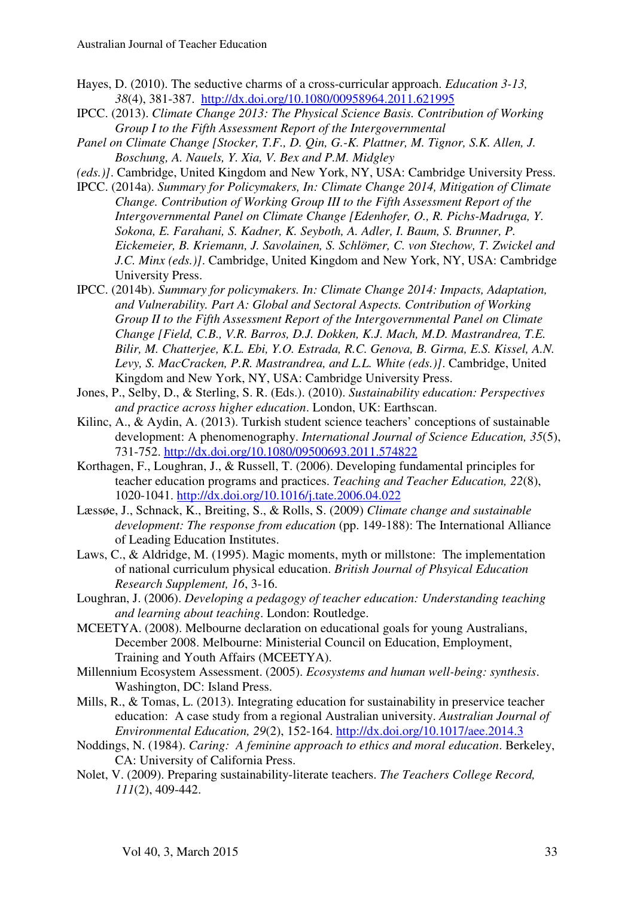Hayes, D. (2010). The seductive charms of a cross-curricular approach. *Education 3-13, 38*(4), 381-387. http://dx.doi.org/10.1080/00958964.2011.621995

IPCC. (2013). *Climate Change 2013: The Physical Science Basis. Contribution of Working Group I to the Fifth Assessment Report of the Intergovernmental Panel on Climate Change [Stocker, T.F., D. Qin, G.-K. Plattner, M. Tignor, S.K. Allen, J. Boschung, A. Nauels, Y. Xia, V. Bex and P.M. Midgley (eds.)]*. Cambridge, United Kingdom and New York, NY, USA: Cambridge University Press.

IPCC. (2014a). *Summary for Policymakers, In: Climate Change 2014, Mitigation of Climate Change. Contribution of Working Group III to the Fifth Assessment Report of the Intergovernmental Panel on Climate Change [Edenhofer, O., R. Pichs-Madruga, Y. Sokona, E. Farahani, S. Kadner, K. Seyboth, A. Adler, I. Baum, S. Brunner, P. Eickemeier, B. Kriemann, J. Savolainen, S. Schlömer, C. von Stechow, T. Zwickel and J.C. Minx (eds.)]*. Cambridge, United Kingdom and New York, NY, USA: Cambridge University Press.

IPCC. (2014b). *Summary for policymakers. In: Climate Change 2014: Impacts, Adaptation, and Vulnerability. Part A: Global and Sectoral Aspects. Contribution of Working Group II to the Fifth Assessment Report of the Intergovernmental Panel on Climate Change [Field, C.B., V.R. Barros, D.J. Dokken, K.J. Mach, M.D. Mastrandrea, T.E. Bilir, M. Chatterjee, K.L. Ebi, Y.O. Estrada, R.C. Genova, B. Girma, E.S. Kissel, A.N. Levy, S. MacCracken, P.R. Mastrandrea, and L.L. White (eds.)]*. Cambridge, United Kingdom and New York, NY, USA: Cambridge University Press.

Jones, P., Selby, D., & Sterling, S. R. (Eds.). (2010). *Sustainability education: Perspectives and practice across higher education*. London, UK: Earthscan.

Kilinc, A., & Aydin, A. (2013). Turkish student science teachers' conceptions of sustainable development: A phenomenography. *International Journal of Science Education, 35*(5), 731-752. http://dx.doi.org/10.1080/09500693.2011.574822

Korthagen, F., Loughran, J., & Russell, T. (2006). Developing fundamental principles for teacher education programs and practices. *Teaching and Teacher Education, 22*(8), 1020-1041. http://dx.doi.org/10.1016/j.tate.2006.04.022

Læssøe, J., Schnack, K., Breiting, S., & Rolls, S. (2009) *Climate change and sustainable development: The response from education* (pp. 149-188): The International Alliance of Leading Education Institutes.

Laws, C., & Aldridge, M. (1995). Magic moments, myth or millstone: The implementation of national curriculum physical education. *British Journal of Phsyical Education Research Supplement, 16*, 3-16.

Loughran, J. (2006). *Developing a pedagogy of teacher education: Understanding teaching and learning about teaching*. London: Routledge.

MCEETYA. (2008). Melbourne declaration on educational goals for young Australians, December 2008. Melbourne: Ministerial Council on Education, Employment, Training and Youth Affairs (MCEETYA).

Millennium Ecosystem Assessment. (2005). *Ecosystems and human well-being: synthesis*. Washington, DC: Island Press.

Mills, R., & Tomas, L. (2013). Integrating education for sustainability in preservice teacher education: A case study from a regional Australian university. *Australian Journal of Environmental Education, 29*(2), 152-164. http://dx.doi.org/10.1017/aee.2014.3

Noddings, N. (1984). *Caring: A feminine approach to ethics and moral education*. Berkeley, CA: University of California Press.

Nolet, V. (2009). Preparing sustainability-literate teachers. *The Teachers College Record, 111*(2), 409-442.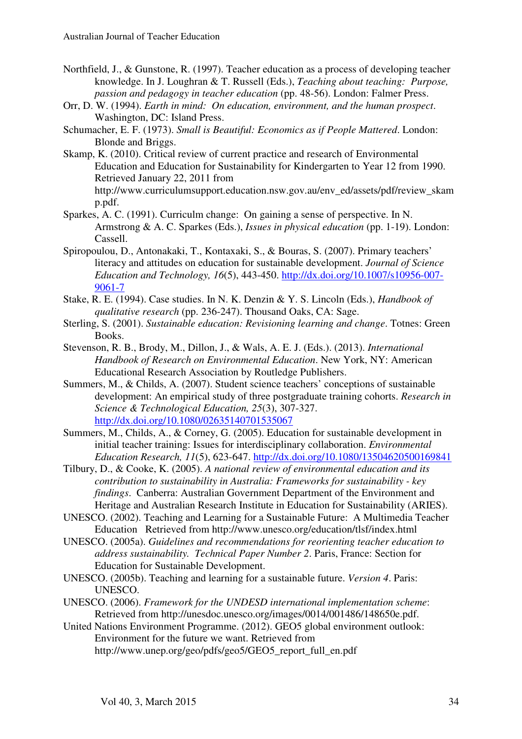Northfield, J., & Gunstone, R. (1997). Teacher education as a process of developing teacher knowledge. In J. Loughran & T. Russell (Eds.), *Teaching about teaching: Purpose, passion and pedagogy in teacher education* (pp. 48-56). London: Falmer Press.

Orr, D. W. (1994). *Earth in mind: On education, environment, and the human prospect*. Washington, DC: Island Press.

Schumacher, E. F. (1973). *Small is Beautiful: Economics as if People Mattered*. London: Blonde and Briggs.

Skamp, K. (2010). Critical review of current practice and research of Environmental Education and Education for Sustainability for Kindergarten to Year 12 from 1990. Retrieved January 22, 2011 from http://www.curriculumsupport.education.nsw.gov.au/env_ed/assets/pdf/review_skamp.pdf.

Sparkes, A. C. (1991). Curriculm change: On gaining a sense of perspective. In N. Armstrong & A. C. Sparkes (Eds.), *Issues in physical education* (pp. 1-19). London: Cassell.

Spiropoulou, D., Antonakaki, T., Kontaxaki, S., & Bouras, S. (2007). Primary teachers' literacy and attitudes on education for sustainable development. *Journal of Science Education and Technology, 16*(5), 443-450. http://dx.doi.org/10.1007/s10956-007-9061-7

Stake, R. E. (1994). Case studies. In N. K. Denzin & Y. S. Lincoln (Eds.), *Handbook of qualitative research* (pp. 236-247). Thousand Oaks, CA: Sage.

Sterling, S. (2001). *Sustainable education: Revisioning learning and change*. Totnes: Green Books.

Stevenson, R. B., Brody, M., Dillon, J., & Wals, A. E. J. (Eds.). (2013). *International Handbook of Research on Environmental Education*. New York, NY: American Educational Research Association by Routledge Publishers.

Summers, M., & Childs, A. (2007). Student science teachers' conceptions of sustainable development: An empirical study of three postgraduate training cohorts. *Research in Science & Technological Education, 25*(3), 307-327. http://dx.doi.org/10.1080/02635140701535067

Summers, M., Childs, A., & Corney, G. (2005). Education for sustainable development in initial teacher training: Issues for interdisciplinary collaboration. *Environmental Education Research, 11*(5), 623-647. http://dx.doi.org/10.1080/13504620500169841

Tilbury, D., & Cooke, K. (2005). *A national review of environmental education and its contribution to sustainability in Australia: Frameworks for sustainability - key findings*. Canberra: Australian Government Department of the Environment and Heritage and Australian Research Institute in Education for Sustainability (ARIES).

UNESCO. (2002). Teaching and Learning for a Sustainable Future: A Multimedia Teacher Education Retrieved from http://www.unesco.org/education/tlsf/index.html

UNESCO. (2005a). *Guidelines and recommendations for reorienting teacher education to address sustainability. Technical Paper Number 2*. Paris, France: Section for Education for Sustainable Development.

UNESCO. (2005b). Teaching and learning for a sustainable future. *Version 4*. Paris: UNESCO.

UNESCO. (2006). *Framework for the UNDESD international implementation scheme*: Retrieved from http://unesdoc.unesco.org/images/0014/001486/148650e.pdf.

United Nations Environment Programme. (2012). GEO5 global environment outlook: Environment for the future we want. Retrieved from http://www.unep.org/geo/pdfs/geo5/GEO5_report_full_en.pdf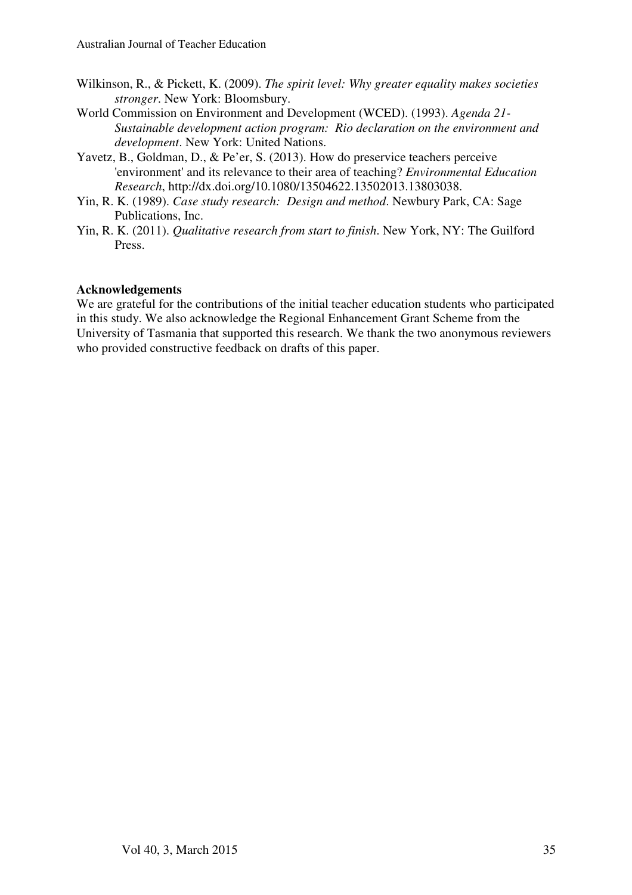Wilkinson, R., & Pickett, K. (2009). *The spirit level: Why greater equality makes societies stronger*. New York: Bloomsbury.

World Commission on Environment and Development (WCED). (1993). *Agenda 21- Sustainable development action program: Rio declaration on the environment and development*. New York: United Nations.

Yavetz, B., Goldman, D., & Pe'er, S. (2013). How do preservice teachers perceive 'environment' and its relevance to their area of teaching? *Environmental Education Research*, http://dx.doi.org/10.1080/13504622.13502013.13803038.

Yin, R. K. (1989). *Case study research: Design and method*. Newbury Park, CA: Sage Publications, Inc.

Yin, R. K. (2011). *Qualitative research from start to finish*. New York, NY: The Guilford Press.

**Acknowledgements**

We are grateful for the contributions of the initial teacher education students who participated in this study. We also acknowledge the Regional Enhancement Grant Scheme from the University of Tasmania that supported this research. We thank the two anonymous reviewers who provided constructive feedback on drafts of this paper.